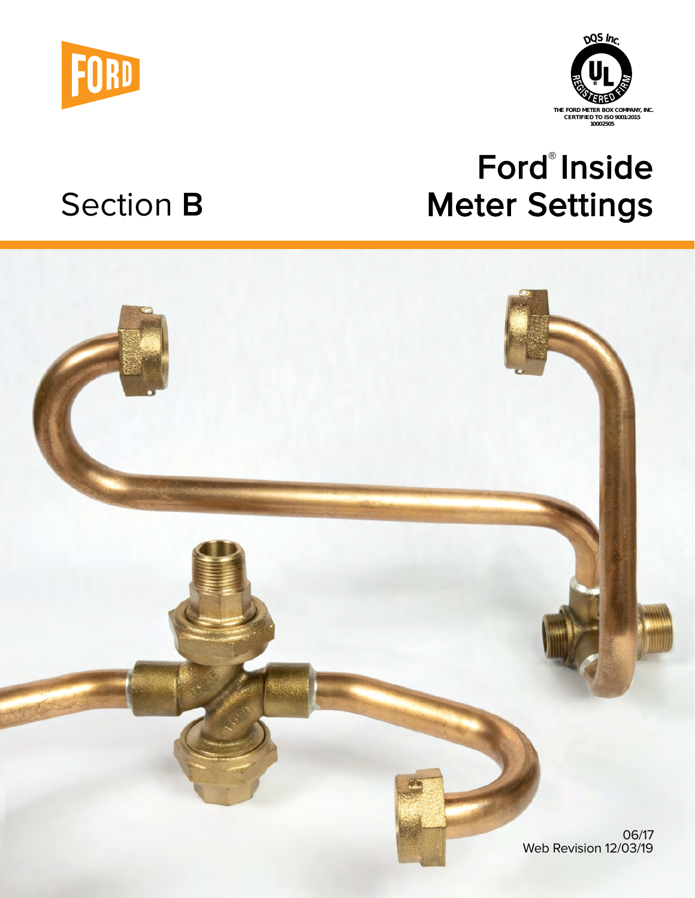FORD

DQS Inc.

REGISTERED FIRM

THE FORD METER BOX COMPANY, INC.
CERTIFIED TO ISO 9001:2015
10002505

# Ford® Inside Meter Settings

## Section **B**

06/17
Web Revision 12/03/19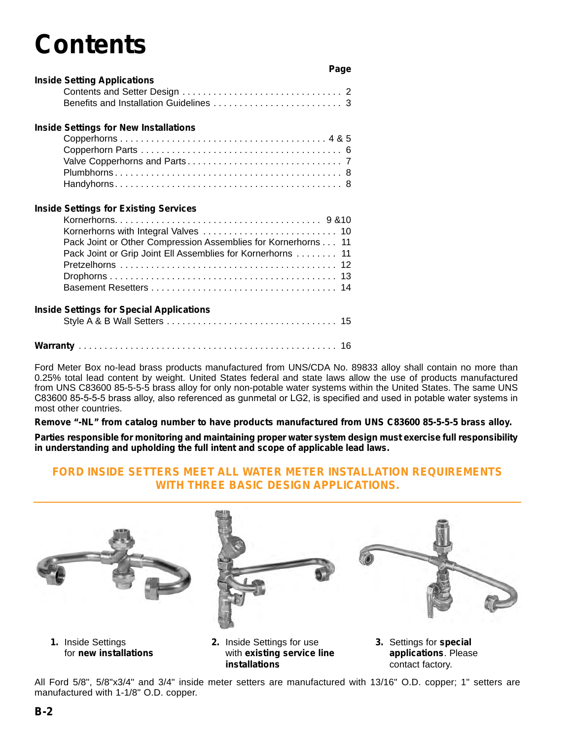# Contents

| | Page |
|---|---|
| **Inside Setting Applications** | |
| Contents and Setter Design | 2 |
| Benefits and Installation Guidelines | 3 |
| **Inside Settings for New Installations** | |
| Copperhorns | 4 & 5 |
| Copperhorn Parts | 6 |
| Valve Copperhorns and Parts | 7 |
| Plumbhorns | 8 |
| Handyhorns | 8 |
| **Inside Settings for Existing Services** | |
| Kornerhorns | 9 &10 |
| Kornerhorns with Integral Valves | 10 |
| Pack Joint or Other Compression Assemblies for Kornerhorns | 11 |
| Pack Joint or Grip Joint Ell Assemblies for Kornerhorns | 11 |
| Pretzelhorns | 12 |
| Drophorns | 13 |
| Basement Resetters | 14 |
| **Inside Settings for Special Applications** | |
| Style A & B Wall Setters | 15 |
| **Warranty** | 16 |

Ford Meter Box no-lead brass products manufactured from UNS/CDA No. 89833 alloy shall contain no more than 0.25% total lead content by weight. United States federal and state laws allow the use of products manufactured from UNS C83600 85-5-5-5 brass alloy for only non-potable water systems within the United States. The same UNS C83600 85-5-5-5 brass alloy, also referenced as gunmetal or LG2, is specified and used in potable water systems in most other countries.

**Remove "-NL" from catalog number to have products manufactured from UNS C83600 85-5-5-5 brass alloy.**

**Parties responsible for monitoring and maintaining proper water system design must exercise full responsibility in understanding and upholding the full intent and scope of applicable lead laws.**

## FORD INSIDE SETTERS MEET ALL WATER METER INSTALLATION REQUIREMENTS WITH THREE BASIC DESIGN APPLICATIONS.

**1.** Inside Settings for **new installations**

**2.** Inside Settings for use with **existing service line installations**

**3.** Settings for **special applications**. Please contact factory.

All Ford 5/8", 5/8"x3/4" and 3/4" inside meter setters are manufactured with 13/16" O.D. copper; 1" setters are manufactured with 1-1/8" O.D. copper.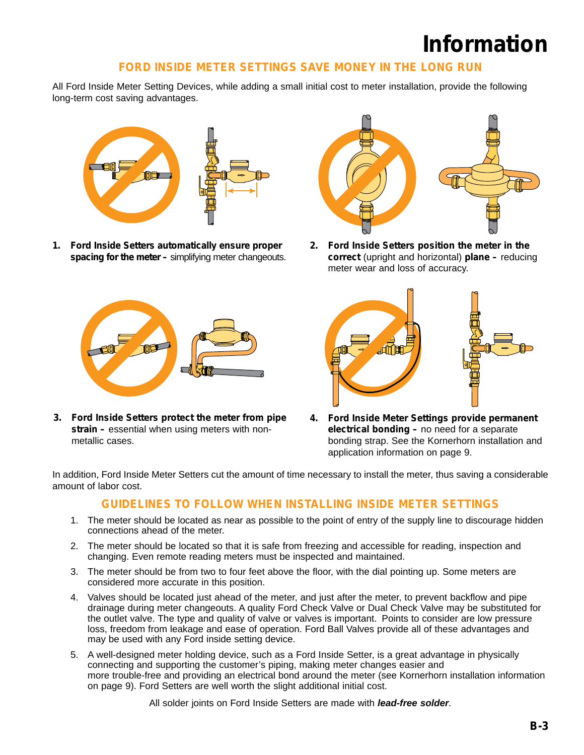# Information

## FORD INSIDE METER SETTINGS SAVE MONEY IN THE LONG RUN

All Ford Inside Meter Setting Devices, while adding a small initial cost to meter installation, provide the following long-term cost saving advantages.

1. **Ford Inside Setters automatically ensure proper spacing for the meter –** simplifying meter changeouts.

2. **Ford Inside Setters position the meter in the correct** (upright and horizontal) **plane –** reducing meter wear and loss of accuracy.

3. **Ford Inside Setters protect the meter from pipe strain –** essential when using meters with non-metallic cases.

4. **Ford Inside Meter Settings provide permanent electrical bonding –** no need for a separate bonding strap. See the Kornerhorn installation and application information on page 9.

In addition, Ford Inside Meter Setters cut the amount of time necessary to install the meter, thus saving a considerable amount of labor cost.

## GUIDELINES TO FOLLOW WHEN INSTALLING INSIDE METER SETTINGS

1. The meter should be located as near as possible to the point of entry of the supply line to discourage hidden connections ahead of the meter.
2. The meter should be located so that it is safe from freezing and accessible for reading, inspection and changing. Even remote reading meters must be inspected and maintained.
3. The meter should be from two to four feet above the floor, with the dial pointing up. Some meters are considered more accurate in this position.
4. Valves should be located just ahead of the meter, and just after the meter, to prevent backflow and pipe drainage during meter changeouts. A quality Ford Check Valve or Dual Check Valve may be substituted for the outlet valve. The type and quality of valve or valves is important. Points to consider are low pressure loss, freedom from leakage and ease of operation. Ford Ball Valves provide all of these advantages and may be used with any Ford inside setting device.
5. A well-designed meter holding device, such as a Ford Inside Setter, is a great advantage in physically connecting and supporting the customer's piping, making meter changes easier and more trouble-free and providing an electrical bond around the meter (see Kornerhorn installation information on page 9). Ford Setters are well worth the slight additional initial cost.

All solder joints on Ford Inside Setters are made with ***lead-free solder***.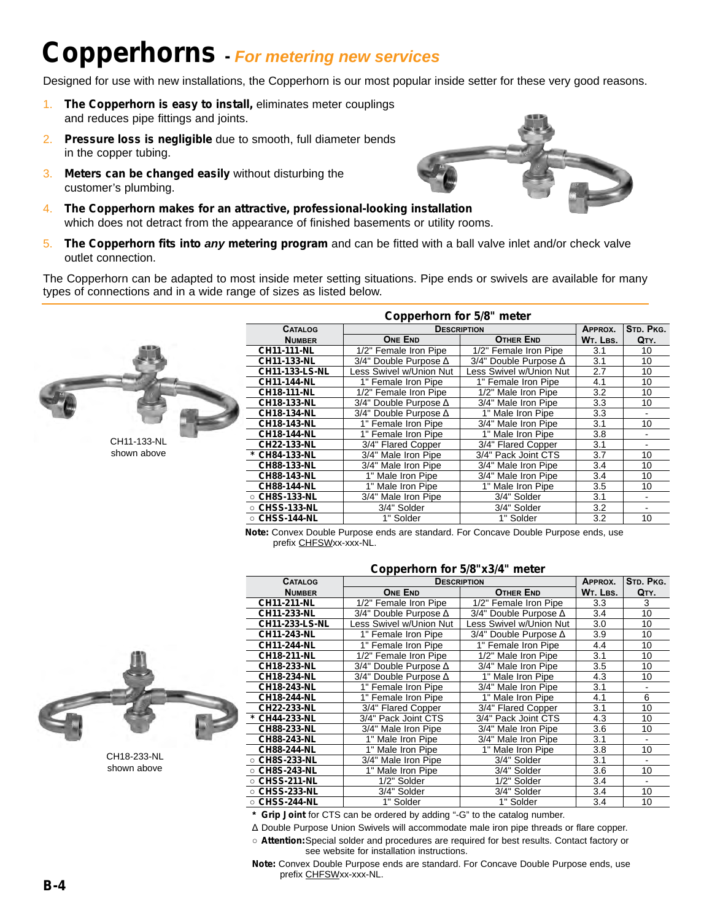# Copperhorns - *For metering new services*

Designed for use with new installations, the Copperhorn is our most popular inside setter for these very good reasons.

1. **The Copperhorn is easy to install,** eliminates meter couplings and reduces pipe fittings and joints.
2. **Pressure loss is negligible** due to smooth, full diameter bends in the copper tubing.
3. **Meters can be changed easily** without disturbing the customer's plumbing.
4. **The Copperhorn makes for an attractive, professional-looking installation** which does not detract from the appearance of finished basements or utility rooms.
5. **The Copperhorn fits into *any* metering program** and can be fitted with a ball valve inlet and/or check valve outlet connection.

The Copperhorn can be adapted to most inside meter setting situations. Pipe ends or swivels are available for many types of connections and in a wide range of sizes as listed below.

CH11-133-NL shown above

### Copperhorn for 5/8" meter

| Catalog Number | Description | | Approx. Wt. Lbs. | Std. Pkg. Qty. |
|---|---|---|---|---|
| | One End | Other End | | |
| CH11-111-NL | 1/2" Female Iron Pipe | 1/2" Female Iron Pipe | 3.1 | 10 |
| CH11-133-NL | 3/4" Double Purpose Δ | 3/4" Double Purpose Δ | 3.1 | 10 |
| CH11-133-LS-NL | Less Swivel w/Union Nut | Less Swivel w/Union Nut | 2.7 | 10 |
| CH11-144-NL | 1" Female Iron Pipe | 1" Female Iron Pipe | 4.1 | 10 |
| CH18-111-NL | 1/2" Female Iron Pipe | 1/2" Male Iron Pipe | 3.2 | 10 |
| CH18-133-NL | 3/4" Double Purpose Δ | 3/4" Male Iron Pipe | 3.3 | 10 |
| CH18-134-NL | 3/4" Double Purpose Δ | 1" Male Iron Pipe | 3.3 | - |
| CH18-143-NL | 1" Female Iron Pipe | 3/4" Male Iron Pipe | 3.1 | 10 |
| CH18-144-NL | 1" Female Iron Pipe | 1" Male Iron Pipe | 3.8 | - |
| CH22-133-NL | 3/4" Flared Copper | 3/4" Flared Copper | 3.1 | - |
| * CH84-133-NL | 3/4" Male Iron Pipe | 3/4" Pack Joint CTS | 3.7 | 10 |
| CH88-133-NL | 3/4" Male Iron Pipe | 3/4" Male Iron Pipe | 3.4 | 10 |
| CH88-143-NL | 1" Male Iron Pipe | 3/4" Male Iron Pipe | 3.4 | 10 |
| CH88-144-NL | 1" Male Iron Pipe | 1" Male Iron Pipe | 3.5 | 10 |
| ○ CH8S-133-NL | 3/4" Male Iron Pipe | 3/4" Solder | 3.1 | - |
| ○ CHSS-133-NL | 3/4" Solder | 3/4" Solder | 3.2 | - |
| ○ CHSS-144-NL | 1" Solder | 1" Solder | 3.2 | 10 |

**Note:** Convex Double Purpose ends are standard. For Concave Double Purpose ends, use prefix CHFSWxx-xxx-NL.

CH18-233-NL shown above

### Copperhorn for 5/8"x3/4" meter

| Catalog Number | Description | | Approx. Wt. Lbs. | Std. Pkg. Qty. |
|---|---|---|---|---|
| | One End | Other End | | |
| CH11-211-NL | 1/2" Female Iron Pipe | 1/2" Female Iron Pipe | 3.3 | 3 |
| CH11-233-NL | 3/4" Double Purpose Δ | 3/4" Double Purpose Δ | 3.4 | 10 |
| CH11-233-LS-NL | Less Swivel w/Union Nut | Less Swivel w/Union Nut | 3.0 | 10 |
| CH11-243-NL | 1" Female Iron Pipe | 3/4" Double Purpose Δ | 3.9 | 10 |
| CH11-244-NL | 1" Female Iron Pipe | 1" Female Iron Pipe | 4.4 | 10 |
| CH18-211-NL | 1/2" Female Iron Pipe | 1/2" Male Iron Pipe | 3.1 | 10 |
| CH18-233-NL | 3/4" Double Purpose Δ | 3/4" Male Iron Pipe | 3.5 | 10 |
| CH18-234-NL | 3/4" Double Purpose Δ | 1" Male Iron Pipe | 4.3 | 10 |
| CH18-243-NL | 1" Female Iron Pipe | 3/4" Male Iron Pipe | 3.1 | - |
| CH18-244-NL | 1" Female Iron Pipe | 1" Male Iron Pipe | 4.1 | 6 |
| CH22-233-NL | 3/4" Flared Copper | 3/4" Flared Copper | 3.1 | 10 |
| * CH44-233-NL | 3/4" Pack Joint CTS | 3/4" Pack Joint CTS | 4.3 | 10 |
| CH88-233-NL | 3/4" Male Iron Pipe | 3/4" Male Iron Pipe | 3.6 | 10 |
| CH88-243-NL | 1" Male Iron Pipe | 3/4" Male Iron Pipe | 3.1 | - |
| CH88-244-NL | 1" Male Iron Pipe | 1" Male Iron Pipe | 3.8 | 10 |
| ○ CH8S-233-NL | 3/4" Male Iron Pipe | 3/4" Solder | 3.1 | - |
| ○ CH8S-243-NL | 1" Male Iron Pipe | 3/4" Solder | 3.6 | 10 |
| ○ CHSS-211-NL | 1/2" Solder | 1/2" Solder | 3.4 | - |
| ○ CHSS-233-NL | 3/4" Solder | 3/4" Solder | 3.4 | 10 |
| ○ CHSS-244-NL | 1" Solder | 1" Solder | 3.4 | 10 |

\* **Grip Joint** for CTS can be ordered by adding "-G" to the catalog number.

Δ Double Purpose Union Swivels will accommodate male iron pipe threads or flare copper.

○ **Attention:** Special solder and procedures are required for best results. Contact factory or see website for installation instructions.

**Note:** Convex Double Purpose ends are standard. For Concave Double Purpose ends, use prefix CHFSWxx-xxx-NL.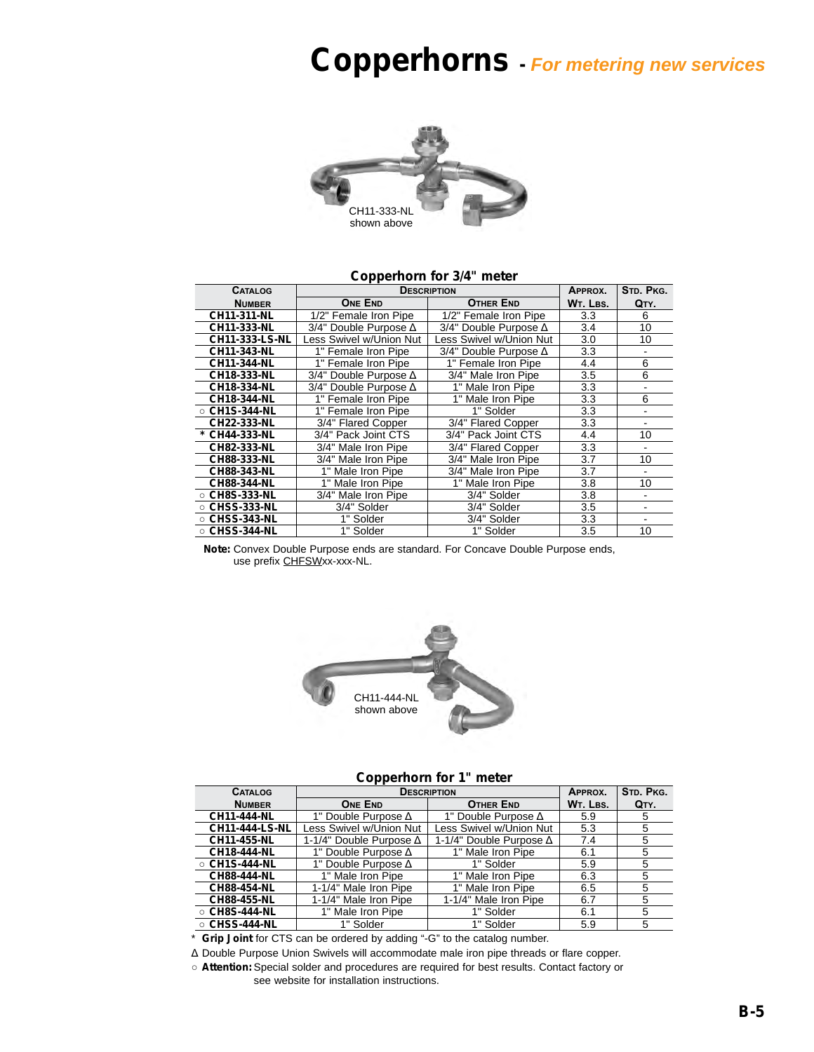# Copperhorns - *For metering new services*

CH11-333-NL shown above

### Copperhorn for 3/4" meter

| Catalog Number | Description | | Approx. Wt. Lbs. | Std. Pkg. Qty. |
|---|---|---|---|---|
| | One End | Other End | | |
| **CH11-311-NL** | 1/2" Female Iron Pipe | 1/2" Female Iron Pipe | 3.3 | 6 |
| **CH11-333-NL** | 3/4" Double Purpose Δ | 3/4" Double Purpose Δ | 3.4 | 10 |
| **CH11-333-LS-NL** | Less Swivel w/Union Nut | Less Swivel w/Union Nut | 3.0 | 10 |
| **CH11-343-NL** | 1" Female Iron Pipe | 3/4" Double Purpose Δ | 3.3 | - |
| **CH11-344-NL** | 1" Female Iron Pipe | 1" Female Iron Pipe | 4.4 | 6 |
| **CH18-333-NL** | 3/4" Double Purpose Δ | 3/4" Male Iron Pipe | 3.5 | 6 |
| **CH18-334-NL** | 3/4" Double Purpose Δ | 1" Male Iron Pipe | 3.3 | - |
| **CH18-344-NL** | 1" Female Iron Pipe | 1" Male Iron Pipe | 3.3 | 6 |
| ○ **CH1S-344-NL** | 1" Female Iron Pipe | 1" Solder | 3.3 | - |
| **CH22-333-NL** | 3/4" Flared Copper | 3/4" Flared Copper | 3.3 | - |
| * **CH44-333-NL** | 3/4" Pack Joint CTS | 3/4" Pack Joint CTS | 4.4 | 10 |
| **CH82-333-NL** | 3/4" Male Iron Pipe | 3/4" Flared Copper | 3.3 | - |
| **CH88-333-NL** | 3/4" Male Iron Pipe | 3/4" Male Iron Pipe | 3.7 | 10 |
| **CH88-343-NL** | 1" Male Iron Pipe | 3/4" Male Iron Pipe | 3.7 | - |
| **CH88-344-NL** | 1" Male Iron Pipe | 1" Male Iron Pipe | 3.8 | 10 |
| ○ **CH8S-333-NL** | 3/4" Male Iron Pipe | 3/4" Solder | 3.8 | - |
| ○ **CHSS-333-NL** | 3/4" Solder | 3/4" Solder | 3.5 | - |
| ○ **CHSS-343-NL** | 1" Solder | 3/4" Solder | 3.3 | - |
| ○ **CHSS-344-NL** | 1" Solder | 1" Solder | 3.5 | 10 |

**Note:** Convex Double Purpose ends are standard. For Concave Double Purpose ends, use prefix CHFSWxx-xxx-NL.

CH11-444-NL shown above

### Copperhorn for 1" meter

| Catalog Number | Description | | Approx. Wt. Lbs. | Std. Pkg. Qty. |
|---|---|---|---|---|
| | One End | Other End | | |
| **CH11-444-NL** | 1" Double Purpose Δ | 1" Double Purpose Δ | 5.9 | 5 |
| **CH11-444-LS-NL** | Less Swivel w/Union Nut | Less Swivel w/Union Nut | 5.3 | 5 |
| **CH11-455-NL** | 1-1/4" Double Purpose Δ | 1-1/4" Double Purpose Δ | 7.4 | 5 |
| **CH18-444-NL** | 1" Double Purpose Δ | 1" Male Iron Pipe | 6.1 | 5 |
| ○ **CH1S-444-NL** | 1" Double Purpose Δ | 1" Solder | 5.9 | 5 |
| **CH88-444-NL** | 1" Male Iron Pipe | 1" Male Iron Pipe | 6.3 | 5 |
| **CH88-454-NL** | 1-1/4" Male Iron Pipe | 1" Male Iron Pipe | 6.5 | 5 |
| **CH88-455-NL** | 1-1/4" Male Iron Pipe | 1-1/4" Male Iron Pipe | 6.7 | 5 |
| ○ **CH8S-444-NL** | 1" Male Iron Pipe | 1" Solder | 6.1 | 5 |
| ○ **CHSS-444-NL** | 1" Solder | 1" Solder | 5.9 | 5 |

\* **Grip Joint** for CTS can be ordered by adding "-G" to the catalog number.

Δ Double Purpose Union Swivels will accommodate male iron pipe threads or flare copper.

○ **Attention:** Special solder and procedures are required for best results. Contact factory or see website for installation instructions.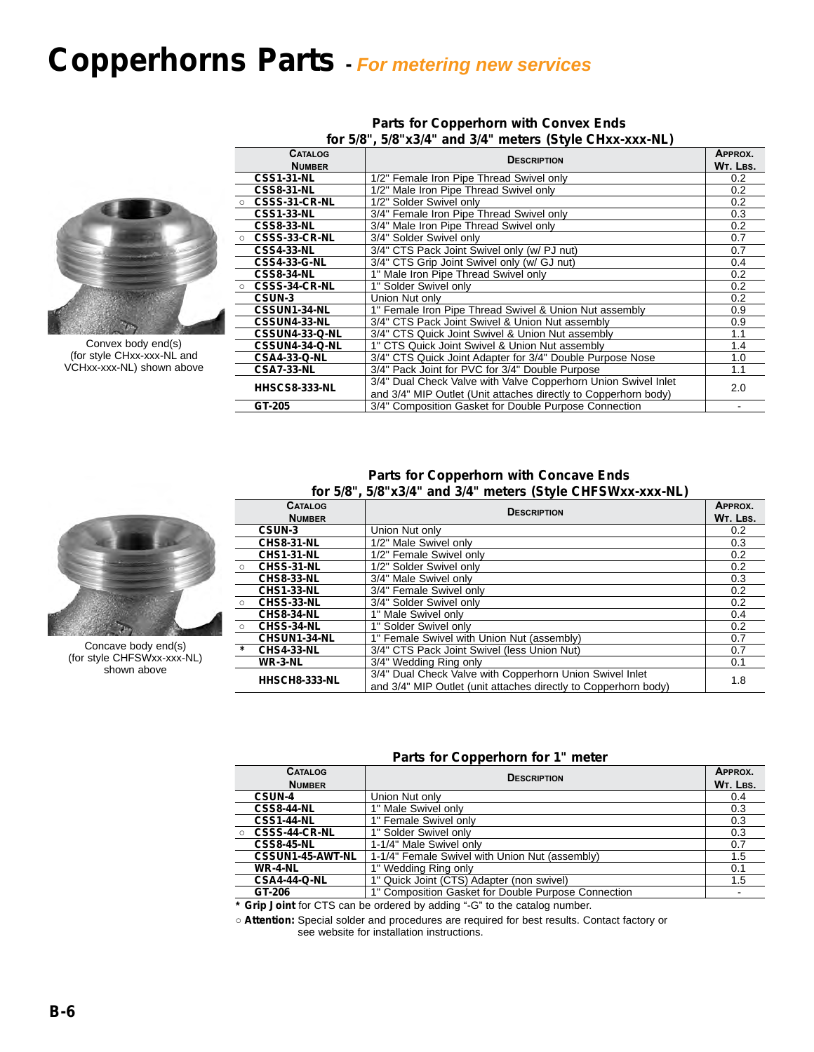# Copperhorns Parts - *For metering new services*

Convex body end(s) (for style CHxx-xxx-NL and VCHxx-xxx-NL) shown above

### Parts for Copperhorn with Convex Ends for 5/8", 5/8"x3/4" and 3/4" meters (Style CHxx-xxx-NL)

| Catalog Number | Description | Approx. Wt. Lbs. |
|---|---|---|
| **CSS1-31-NL** | 1/2" Female Iron Pipe Thread Swivel only | 0.2 |
| **CSS8-31-NL** | 1/2" Male Iron Pipe Thread Swivel only | 0.2 |
| ○ **CSSS-31-CR-NL** | 1/2" Solder Swivel only | 0.2 |
| **CSS1-33-NL** | 3/4" Female Iron Pipe Thread Swivel only | 0.3 |
| **CSS8-33-NL** | 3/4" Male Iron Pipe Thread Swivel only | 0.2 |
| ○ **CSSS-33-CR-NL** | 3/4" Solder Swivel only | 0.7 |
| **CSS4-33-NL** | 3/4" CTS Pack Joint Swivel only (w/ PJ nut) | 0.7 |
| **CSS4-33-G-NL** | 3/4" CTS Grip Joint Swivel only (w/ GJ nut) | 0.4 |
| **CSS8-34-NL** | 1" Male Iron Pipe Thread Swivel only | 0.2 |
| ○ **CSSS-34-CR-NL** | 1" Solder Swivel only | 0.2 |
| **CSUN-3** | Union Nut only | 0.2 |
| **CSSUN1-34-NL** | 1" Female Iron Pipe Thread Swivel & Union Nut assembly | 0.9 |
| **CSSUN4-33-NL** | 3/4" CTS Pack Joint Swivel & Union Nut assembly | 0.9 |
| **CSSUN4-33-Q-NL** | 3/4" CTS Quick Joint Swivel & Union Nut assembly | 1.1 |
| **CSSUN4-34-Q-NL** | 1" CTS Quick Joint Swivel & Union Nut assembly | 1.4 |
| **CSA4-33-Q-NL** | 3/4" CTS Quick Joint Adapter for 3/4" Double Purpose Nose | 1.0 |
| **CSA7-33-NL** | 3/4" Pack Joint for PVC for 3/4" Double Purpose | 1.1 |
| **HHSCS8-333-NL** | 3/4" Dual Check Valve with Valve Copperhorn Union Swivel Inlet and 3/4" MIP Outlet (Unit attaches directly to Copperhorn body) | 2.0 |
| **GT-205** | 3/4" Composition Gasket for Double Purpose Connection | - |

Concave body end(s) (for style CHFSWxx-xxx-NL) shown above

### Parts for Copperhorn with Concave Ends for 5/8", 5/8"x3/4" and 3/4" meters (Style CHFSWxx-xxx-NL)

| Catalog Number | Description | Approx. Wt. Lbs. |
|---|---|---|
| **CSUN-3** | Union Nut only | 0.2 |
| **CHS8-31-NL** | 1/2" Male Swivel only | 0.3 |
| **CHS1-31-NL** | 1/2" Female Swivel only | 0.2 |
| ○ **CHSS-31-NL** | 1/2" Solder Swivel only | 0.2 |
| **CHS8-33-NL** | 3/4" Male Swivel only | 0.3 |
| **CHS1-33-NL** | 3/4" Female Swivel only | 0.2 |
| ○ **CHSS-33-NL** | 3/4" Solder Swivel only | 0.2 |
| **CHS8-34-NL** | 1" Male Swivel only | 0.4 |
| ○ **CHSS-34-NL** | 1" Solder Swivel only | 0.2 |
| **CHSUN1-34-NL** | 1" Female Swivel with Union Nut (assembly) | 0.7 |
| * **CHS4-33-NL** | 3/4" CTS Pack Joint Swivel (less Union Nut) | 0.7 |
| **WR-3-NL** | 3/4" Wedding Ring only | 0.1 |
| **HHSCH8-333-NL** | 3/4" Dual Check Valve with Copperhorn Union Swivel Inlet and 3/4" MIP Outlet (unit attaches directly to Copperhorn body) | 1.8 |

### Parts for Copperhorn for 1" meter

| Catalog Number | Description | Approx. Wt. Lbs. |
|---|---|---|
| **CSUN-4** | Union Nut only | 0.4 |
| **CSS8-44-NL** | 1" Male Swivel only | 0.3 |
| **CSS1-44-NL** | 1" Female Swivel only | 0.3 |
| ○ **CSSS-44-CR-NL** | 1" Solder Swivel only | 0.3 |
| **CSS8-45-NL** | 1-1/4" Male Swivel only | 0.7 |
| **CSSUN1-45-AWT-NL** | 1-1/4" Female Swivel with Union Nut (assembly) | 1.5 |
| **WR-4-NL** | 1" Wedding Ring only | 0.1 |
| **CSA4-44-Q-NL** | 1" Quick Joint (CTS) Adapter (non swivel) | 1.5 |
| **GT-206** | 1" Composition Gasket for Double Purpose Connection | - |

* **Grip Joint** for CTS can be ordered by adding "-G" to the catalog number.

○ **Attention:** Special solder and procedures are required for best results. Contact factory or see website for installation instructions.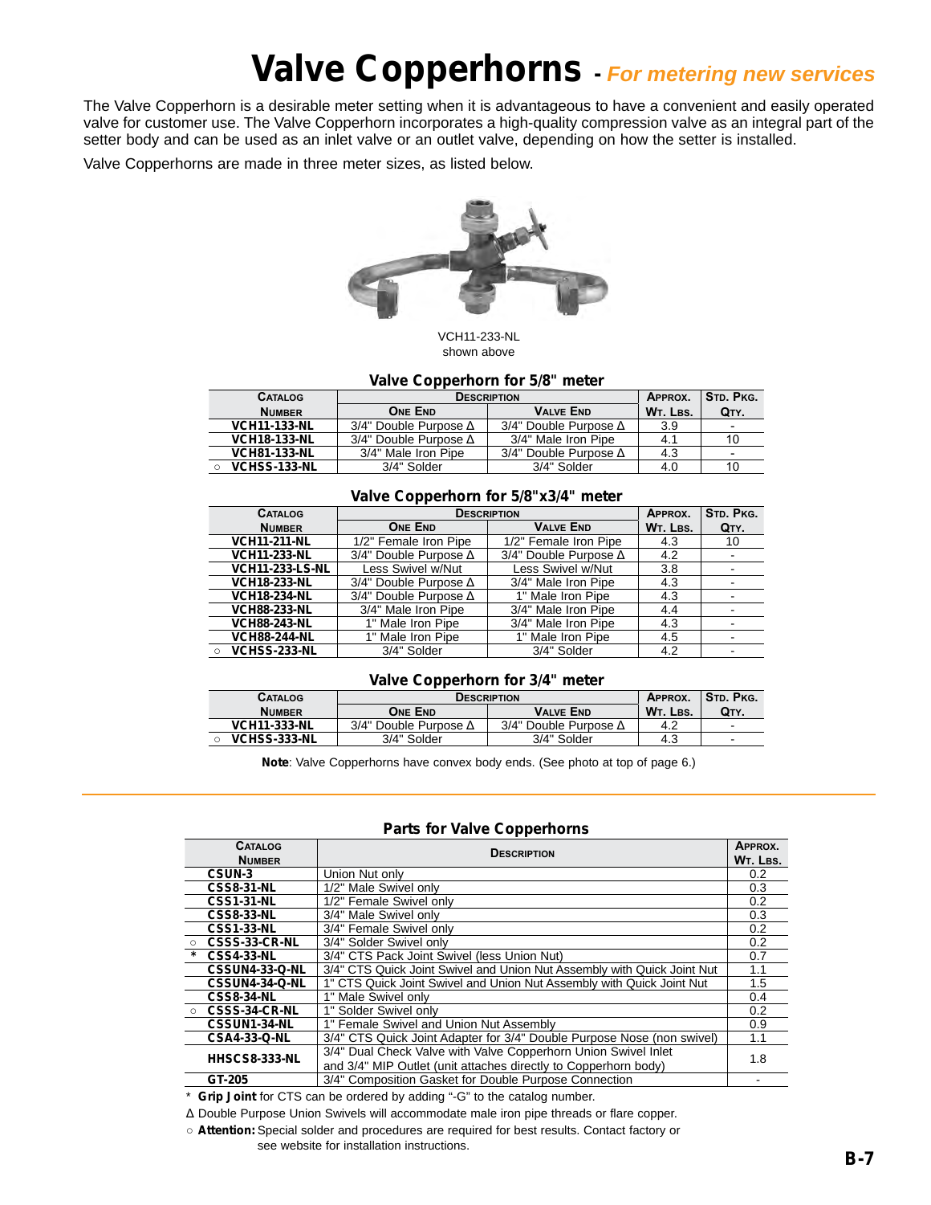# Valve Copperhorns - *For metering new services*

The Valve Copperhorn is a desirable meter setting when it is advantageous to have a convenient and easily operated valve for customer use. The Valve Copperhorn incorporates a high-quality compression valve as an integral part of the setter body and can be used as an inlet valve or an outlet valve, depending on how the setter is installed.

Valve Copperhorns are made in three meter sizes, as listed below.

VCH11-233-NL
shown above

### Valve Copperhorn for 5/8" meter

| Catalog Number | Description | | Approx. Wt. Lbs. | Std. Pkg. Qty. |
|---|---|---|---|---|
| | One End | Valve End | | |
| **VCH11-133-NL** | 3/4" Double Purpose Δ | 3/4" Double Purpose Δ | 3.9 | - |
| **VCH18-133-NL** | 3/4" Double Purpose Δ | 3/4" Male Iron Pipe | 4.1 | 10 |
| **VCH81-133-NL** | 3/4" Male Iron Pipe | 3/4" Double Purpose Δ | 4.3 | - |
| ○ **VCHSS-133-NL** | 3/4" Solder | 3/4" Solder | 4.0 | 10 |

### Valve Copperhorn for 5/8"x3/4" meter

| Catalog Number | Description | | Approx. Wt. Lbs. | Std. Pkg. Qty. |
|---|---|---|---|---|
| | One End | Valve End | | |
| **VCH11-211-NL** | 1/2" Female Iron Pipe | 1/2" Female Iron Pipe | 4.3 | 10 |
| **VCH11-233-NL** | 3/4" Double Purpose Δ | 3/4" Double Purpose Δ | 4.2 | - |
| **VCH11-233-LS-NL** | Less Swivel w/Nut | Less Swivel w/Nut | 3.8 | - |
| **VCH18-233-NL** | 3/4" Double Purpose Δ | 3/4" Male Iron Pipe | 4.3 | - |
| **VCH18-234-NL** | 3/4" Double Purpose Δ | 1" Male Iron Pipe | 4.3 | - |
| **VCH88-233-NL** | 3/4" Male Iron Pipe | 3/4" Male Iron Pipe | 4.4 | - |
| **VCH88-243-NL** | 1" Male Iron Pipe | 3/4" Male Iron Pipe | 4.3 | - |
| **VCH88-244-NL** | 1" Male Iron Pipe | 1" Male Iron Pipe | 4.5 | - |
| ○ **VCHSS-233-NL** | 3/4" Solder | 3/4" Solder | 4.2 | - |

### Valve Copperhorn for 3/4" meter

| Catalog Number | Description | | Approx. Wt. Lbs. | Std. Pkg. Qty. |
|---|---|---|---|---|
| | One End | Valve End | | |
| **VCH11-333-NL** | 3/4" Double Purpose Δ | 3/4" Double Purpose Δ | 4.2 | - |
| ○ **VCHSS-333-NL** | 3/4" Solder | 3/4" Solder | 4.3 | - |

**Note**: Valve Copperhorns have convex body ends. (See photo at top of page 6.)

### Parts for Valve Copperhorns

| Catalog Number | Description | Approx. Wt. Lbs. |
|---|---|---|
| **CSUN-3** | Union Nut only | 0.2 |
| **CSS8-31-NL** | 1/2" Male Swivel only | 0.3 |
| **CSS1-31-NL** | 1/2" Female Swivel only | 0.2 |
| **CSS8-33-NL** | 3/4" Male Swivel only | 0.3 |
| **CSS1-33-NL** | 3/4" Female Swivel only | 0.2 |
| ○ **CSSS-33-CR-NL** | 3/4" Solder Swivel only | 0.2 |
| * **CSS4-33-NL** | 3/4" CTS Pack Joint Swivel (less Union Nut) | 0.7 |
| **CSSUN4-33-Q-NL** | 3/4" CTS Quick Joint Swivel and Union Nut Assembly with Quick Joint Nut | 1.1 |
| **CSSUN4-34-Q-NL** | 1" CTS Quick Joint Swivel and Union Nut Assembly with Quick Joint Nut | 1.5 |
| **CSS8-34-NL** | 1" Male Swivel only | 0.4 |
| ○ **CSSS-34-CR-NL** | 1" Solder Swivel only | 0.2 |
| **CSSUN1-34-NL** | 1" Female Swivel and Union Nut Assembly | 0.9 |
| **CSA4-33-Q-NL** | 3/4" CTS Quick Joint Adapter for 3/4" Double Purpose Nose (non swivel) | 1.1 |
| **HHSCS8-333-NL** | 3/4" Dual Check Valve with Valve Copperhorn Union Swivel Inlet and 3/4" MIP Outlet (unit attaches directly to Copperhorn body) | 1.8 |
| **GT-205** | 3/4" Composition Gasket for Double Purpose Connection | - |

\* **Grip Joint** for CTS can be ordered by adding "-G" to the catalog number.

Δ Double Purpose Union Swivels will accommodate male iron pipe threads or flare copper.

○ **Attention:** Special solder and procedures are required for best results. Contact factory or see website for installation instructions.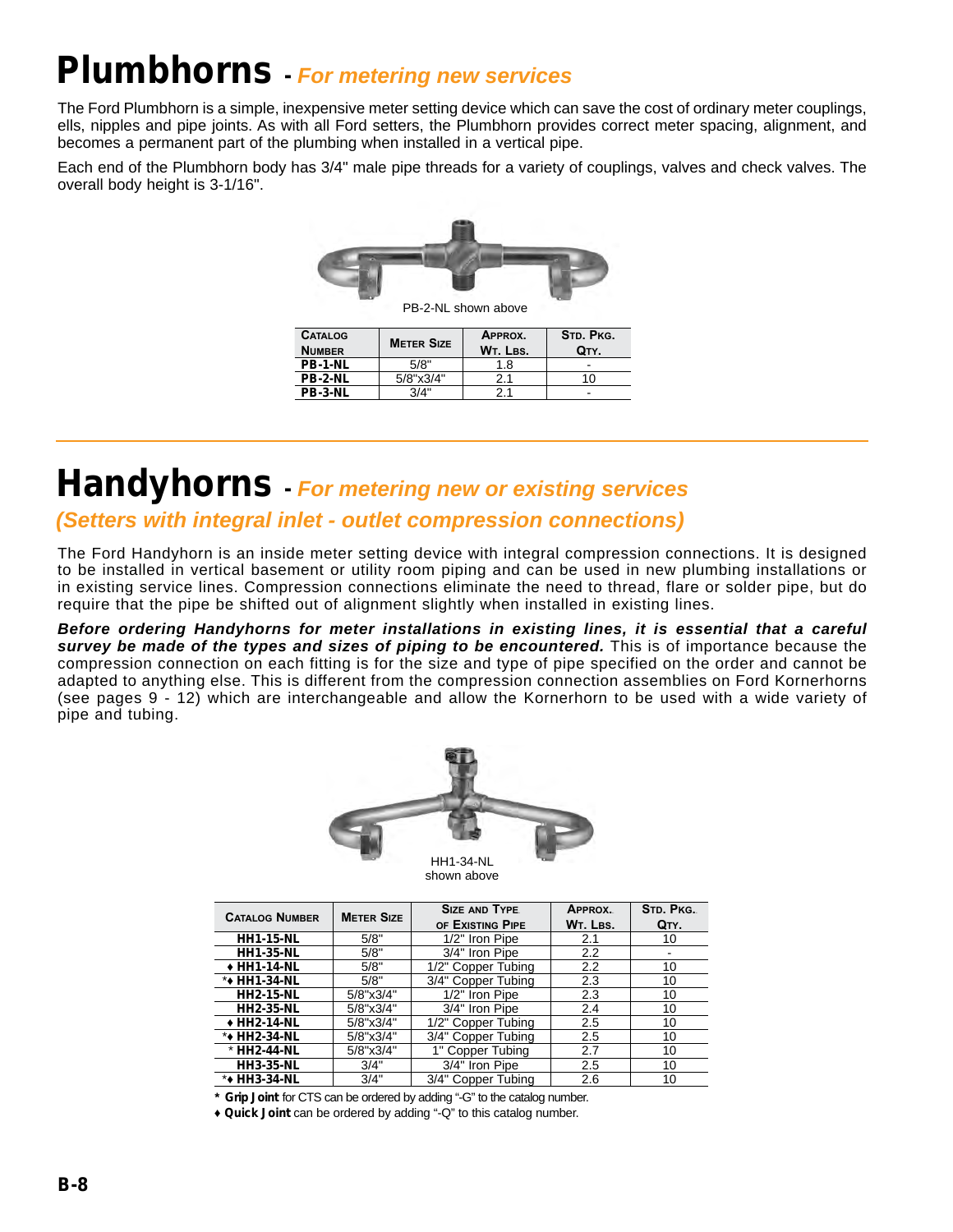# Plumbhorns - *For metering new services*

The Ford Plumbhorn is a simple, inexpensive meter setting device which can save the cost of ordinary meter couplings, ells, nipples and pipe joints. As with all Ford setters, the Plumbhorn provides correct meter spacing, alignment, and becomes a permanent part of the plumbing when installed in a vertical pipe.

Each end of the Plumbhorn body has 3/4" male pipe threads for a variety of couplings, valves and check valves. The overall body height is 3-1/16".

PB-2-NL shown above

| Catalog Number | Meter Size | Approx. Wt. Lbs. | Std. Pkg. Qty. |
|---|---|---|---|
| **PB-1-NL** | 5/8" | 1.8 | - |
| **PB-2-NL** | 5/8"x3/4" | 2.1 | 10 |
| **PB-3-NL** | 3/4" | 2.1 | - |

# Handyhorns - *For metering new or existing services*

## *(Setters with integral inlet - outlet compression connections)*

The Ford Handyhorn is an inside meter setting device with integral compression connections. It is designed to be installed in vertical basement or utility room piping and can be used in new plumbing installations or in existing service lines. Compression connections eliminate the need to thread, flare or solder pipe, but do require that the pipe be shifted out of alignment slightly when installed in existing lines.

***Before ordering Handyhorns for meter installations in existing lines, it is essential that a careful survey be made of the types and sizes of piping to be encountered.*** This is of importance because the compression connection on each fitting is for the size and type of pipe specified on the order and cannot be adapted to anything else. This is different from the compression connection assemblies on Ford Kornerhorns (see pages 9 - 12) which are interchangeable and allow the Kornerhorn to be used with a wide variety of pipe and tubing.

HH1-34-NL shown above

| Catalog Number | Meter Size | Size and Type of Existing Pipe | Approx. Wt. Lbs. | Std. Pkg. Qty. |
|---|---|---|---|---|
| **HH1-15-NL** | 5/8" | 1/2" Iron Pipe | 2.1 | 10 |
| **HH1-35-NL** | 5/8" | 3/4" Iron Pipe | 2.2 | - |
| ♦ **HH1-14-NL** | 5/8" | 1/2" Copper Tubing | 2.2 | 10 |
| *♦ **HH1-34-NL** | 5/8" | 3/4" Copper Tubing | 2.3 | 10 |
| **HH2-15-NL** | 5/8"x3/4" | 1/2" Iron Pipe | 2.3 | 10 |
| **HH2-35-NL** | 5/8"x3/4" | 3/4" Iron Pipe | 2.4 | 10 |
| ♦ **HH2-14-NL** | 5/8"x3/4" | 1/2" Copper Tubing | 2.5 | 10 |
| *♦ **HH2-34-NL** | 5/8"x3/4" | 3/4" Copper Tubing | 2.5 | 10 |
| * **HH2-44-NL** | 5/8"x3/4" | 1" Copper Tubing | 2.7 | 10 |
| **HH3-35-NL** | 3/4" | 3/4" Iron Pipe | 2.5 | 10 |
| *♦ **HH3-34-NL** | 3/4" | 3/4" Copper Tubing | 2.6 | 10 |

\* **Grip Joint** for CTS can be ordered by adding "-G" to the catalog number.

♦ **Quick Joint** can be ordered by adding "-Q" to this catalog number.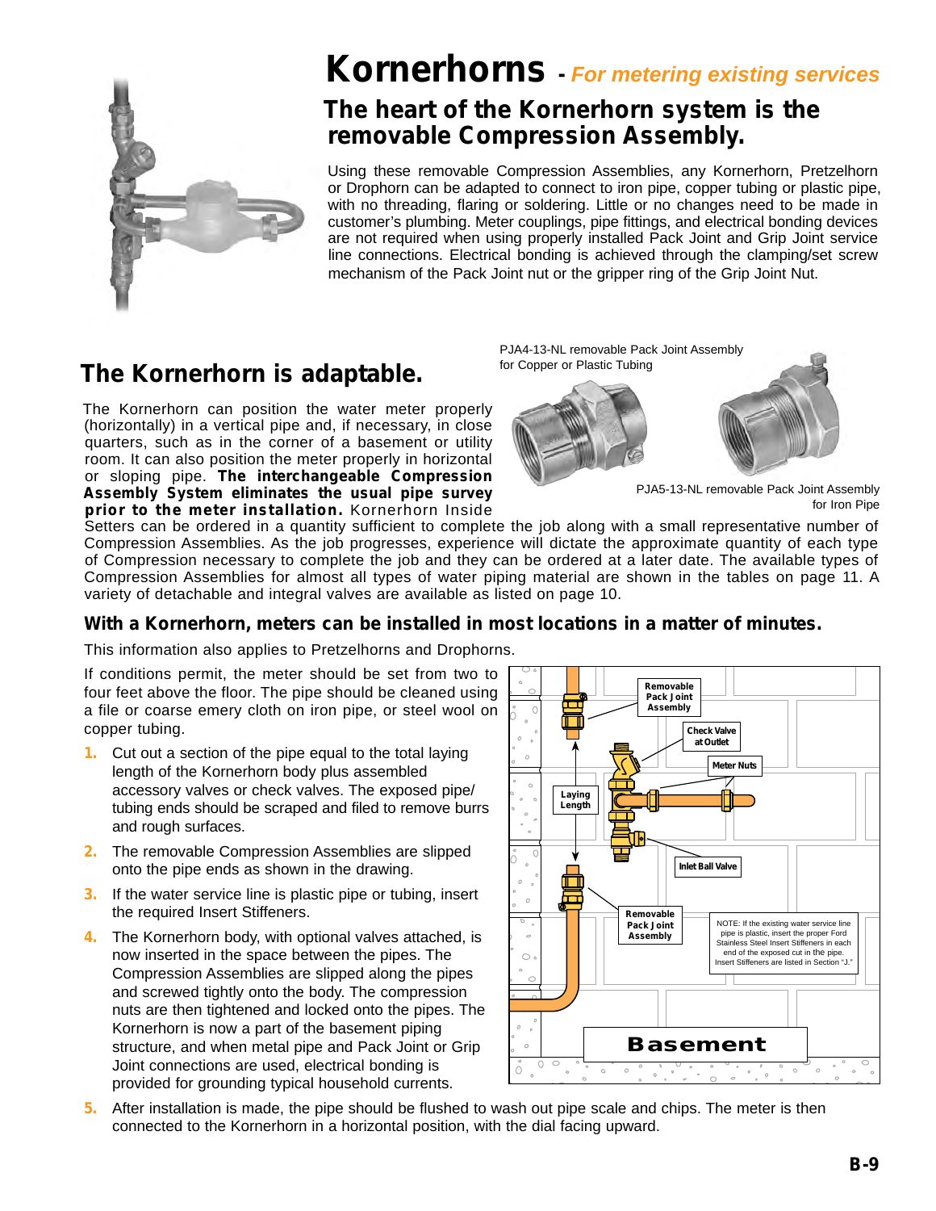# Kornerhorns - *For metering existing services*

## The heart of the Kornerhorn system is the removable Compression Assembly.

Using these removable Compression Assemblies, any Kornerhorn, Pretzelhorn or Drophorn can be adapted to connect to iron pipe, copper tubing or plastic pipe, with no threading, flaring or soldering. Little or no changes need to be made in customer's plumbing. Meter couplings, pipe fittings, and electrical bonding devices are not required when using properly installed Pack Joint and Grip Joint service line connections. Electrical bonding is achieved through the clamping/set screw mechanism of the Pack Joint nut or the gripper ring of the Grip Joint Nut.

## The Kornerhorn is adaptable.

PJA4-13-NL removable Pack Joint Assembly for Copper or Plastic Tubing

PJA5-13-NL removable Pack Joint Assembly for Iron Pipe

The Kornerhorn can position the water meter properly (horizontally) in a vertical pipe and, if necessary, in close quarters, such as in the corner of a basement or utility room. It can also position the meter properly in horizontal or sloping pipe. **The interchangeable Compression Assembly System eliminates the usual pipe survey prior to the meter installation.** Kornerhorn Inside Setters can be ordered in a quantity sufficient to complete the job along with a small representative number of Compression Assemblies. As the job progresses, experience will dictate the approximate quantity of each type of Compression necessary to complete the job and they can be ordered at a later date. The available types of Compression Assemblies for almost all types of water piping material are shown in the tables on page 11. A variety of detachable and integral valves are available as listed on page 10.

### With a Kornerhorn, meters can be installed in most locations in a matter of minutes.

This information also applies to Pretzelhorns and Drophorns.

If conditions permit, the meter should be set from two to four feet above the floor. The pipe should be cleaned using a file or coarse emery cloth on iron pipe, or steel wool on copper tubing.

1. Cut out a section of the pipe equal to the total laying length of the Kornerhorn body plus assembled accessory valves or check valves. The exposed pipe/tubing ends should be scraped and filed to remove burrs and rough surfaces.
2. The removable Compression Assemblies are slipped onto the pipe ends as shown in the drawing.
3. If the water service line is plastic pipe or tubing, insert the required Insert Stiffeners.
4. The Kornerhorn body, with optional valves attached, is now inserted in the space between the pipes. The Compression Assemblies are slipped along the pipes and screwed tightly onto the body. The compression nuts are then tightened and locked onto the pipes. The Kornerhorn is now a part of the basement piping structure, and when metal pipe and Pack Joint or Grip Joint connections are used, electrical bonding is provided for grounding typical household currents.
5. After installation is made, the pipe should be flushed to wash out pipe scale and chips. The meter is then connected to the Kornerhorn in a horizontal position, with the dial facing upward.

Removable Pack Joint Assembly

Check Valve at Outlet

Meter Nuts

Laying Length

Inlet Ball Valve

Removable Pack Joint Assembly

NOTE: If the existing water service line pipe is plastic, insert the proper Ford Stainless Steel Insert Stiffeners in each end of the exposed cut in the pipe. Insert Stiffeners are listed in Section "J."

Basement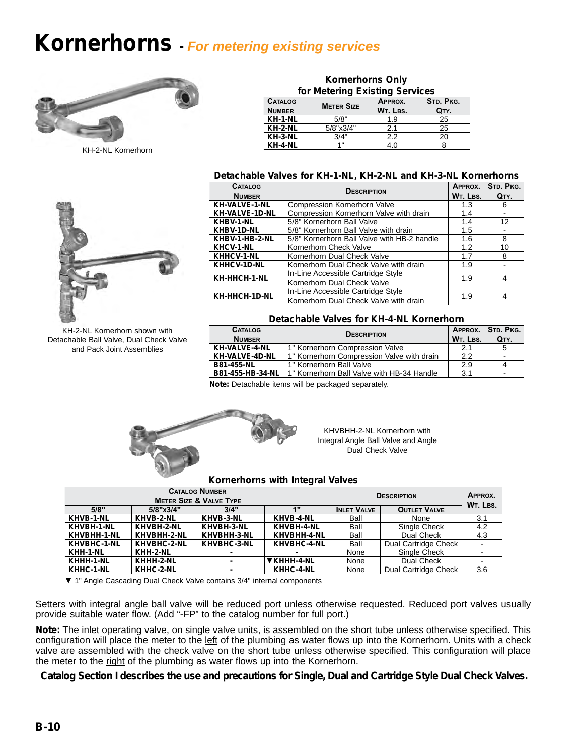# Kornerhorns - *For metering existing services*

KH-2-NL Kornerhorn

**Kornerhorns Only for Metering Existing Services**

| Catalog Number | Meter Size | Approx. Wt. Lbs. | Std. Pkg. Qty. |
|---|---|---|---|
| **KH-1-NL** | 5/8" | 1.9 | 25 |
| **KH-2-NL** | 5/8"x3/4" | 2.1 | 25 |
| **KH-3-NL** | 3/4" | 2.2 | 20 |
| **KH-4-NL** | 1" | 4.0 | 8 |

**Detachable Valves for KH-1-NL, KH-2-NL and KH-3-NL Kornerhorns**

| Catalog Number | Description | Approx. Wt. Lbs. | Std. Pkg. Qty. |
|---|---|---|---|
| **KH-VALVE-1-NL** | Compression Kornerhorn Valve | 1.3 | 6 |
| **KH-VALVE-1D-NL** | Compression Kornerhorn Valve with drain | 1.4 | - |
| **KHBV-1-NL** | 5/8" Kornerhorn Ball Valve | 1.4 | 12 |
| **KHBV-1D-NL** | 5/8" Kornerhorn Ball Valve with drain | 1.5 | - |
| **KHBV-1-HB-2-NL** | 5/8" Kornerhorn Ball Valve with HB-2 handle | 1.6 | 8 |
| **KHCV-1-NL** | Kornerhorn Check Valve | 1.2 | 10 |
| **KHHCV-1-NL** | Kornerhorn Dual Check Valve | 1.7 | 8 |
| **KHHCV-1D-NL** | Kornerhorn Dual Check Valve with drain | 1.9 | - |
| **KH-HHCH-1-NL** | In-Line Accessible Cartridge Style Kornerhorn Dual Check Valve | 1.9 | 4 |
| **KH-HHCH-1D-NL** | In-Line Accessible Cartridge Style Kornerhorn Dual Check Valve with drain | 1.9 | 4 |

KH-2-NL Kornerhorn shown with Detachable Ball Valve, Dual Check Valve and Pack Joint Assemblies

**Detachable Valves for KH-4-NL Kornerhorn**

| Catalog Number | Description | Approx. Wt. Lbs. | Std. Pkg. Qty. |
|---|---|---|---|
| **KH-VALVE-4-NL** | 1" Kornerhorn Compression Valve | 2.1 | 5 |
| **KH-VALVE-4D-NL** | 1" Kornerhorn Compression Valve with drain | 2.2 | - |
| **B81-455-NL** | 1" Kornerhorn Ball Valve | 2.9 | 4 |
| **B81-455-HB-34-NL** | 1" Kornerhorn Ball Valve with HB-34 Handle | 3.1 | - |

**Note:** Detachable items will be packaged separately.

KHVBHH-2-NL Kornerhorn with Integral Angle Ball Valve and Angle Dual Check Valve

**Kornerhorns with Integral Valves**

| Catalog Number Meter Size & Valve Type | | | | Description | | Approx. Wt. Lbs. |
|---|---|---|---|---|---|---|
| 5/8" | 5/8"x3/4" | 3/4" | 1" | Inlet Valve | Outlet Valve | |
| **KHVB-1-NL** | **KHVB-2-NL** | **KHVB-3-NL** | **KHVB-4-NL** | Ball | None | 3.1 |
| **KHVBH-1-NL** | **KHVBH-2-NL** | **KHVBH-3-NL** | **KHVBH-4-NL** | Ball | Single Check | 4.2 |
| **KHVBHH-1-NL** | **KHVBHH-2-NL** | **KHVBHH-3-NL** | **KHVBHH-4-NL** | Ball | Dual Check | 4.3 |
| **KHVBHC-1-NL** | **KHVBHC-2-NL** | **KHVBHC-3-NL** | **KHVBHC-4-NL** | Ball | Dual Cartridge Check | - |
| **KHH-1-NL** | **KHH-2-NL** | - | - | None | Single Check | - |
| **KHHH-1-NL** | **KHHH-2-NL** | - | **▼KHHH-4-NL** | None | Dual Check | - |
| **KHHC-1-NL** | **KHHC-2-NL** | - | **KHHC-4-NL** | None | Dual Cartridge Check | 3.6 |

▼ 1" Angle Cascading Dual Check Valve contains 3/4" internal components

Setters with integral angle ball valve will be reduced port unless otherwise requested. Reduced port valves usually provide suitable water flow. (Add "-FP" to the catalog number for full port.)

**Note:** The inlet operating valve, on single valve units, is assembled on the short tube unless otherwise specified. This configuration will place the meter to the left of the plumbing as water flows up into the Kornerhorn. Units with a check valve are assembled with the check valve on the short tube unless otherwise specified. This configuration will place the meter to the right of the plumbing as water flows up into the Kornerhorn.

**Catalog Section I describes the use and precautions for Single, Dual and Cartridge Style Dual Check Valves.**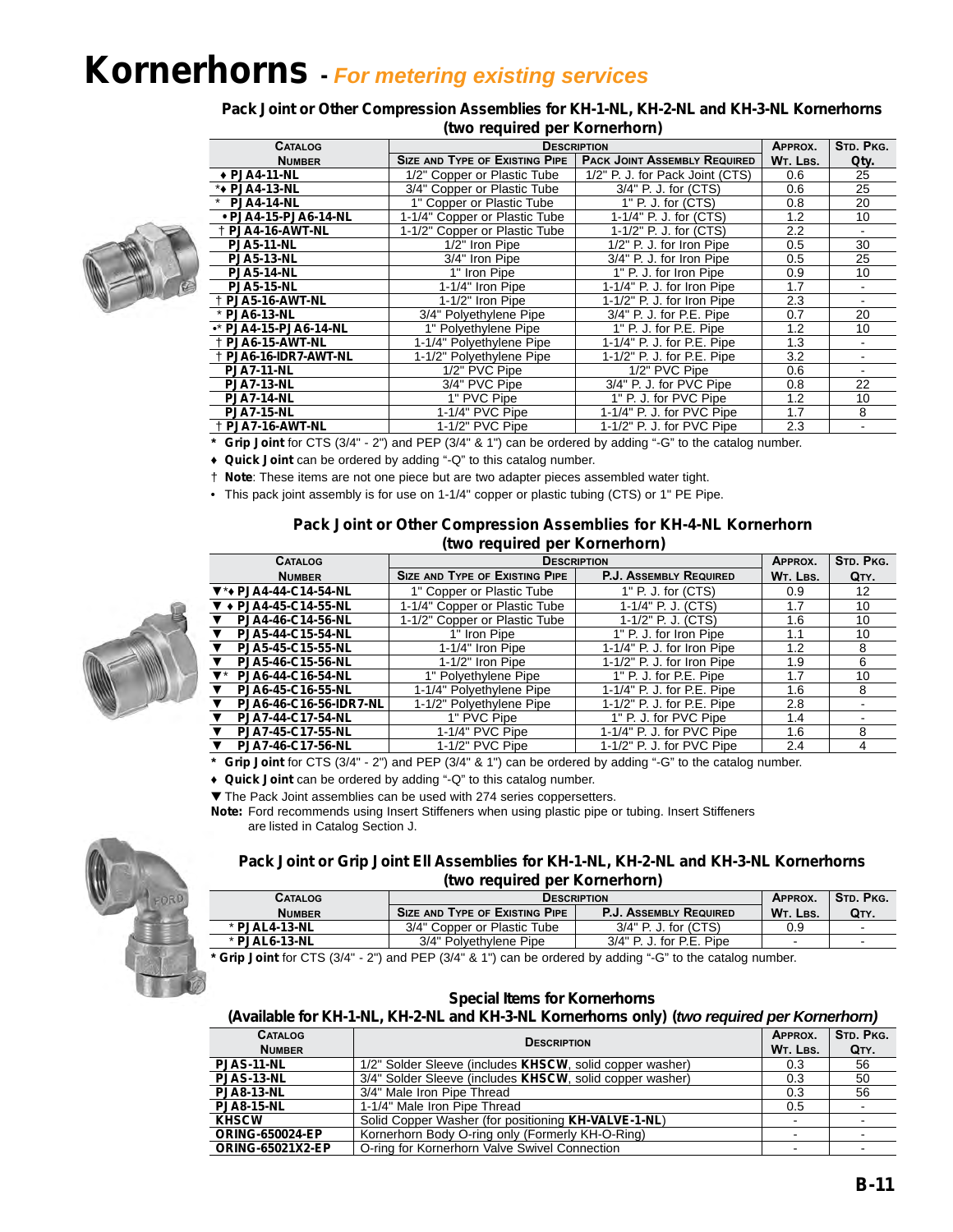# Kornerhorns - *For metering existing services*

## Pack Joint or Other Compression Assemblies for KH-1-NL, KH-2-NL and KH-3-NL Kornerhorns (two required per Kornerhorn)

| Catalog Number | Description | | Approx. Wt. Lbs. | Std. Pkg. Qty. |
|---|---|---|---|---|
| | Size and Type of Existing Pipe | Pack Joint Assembly Required | | |
| ♦ **PJA4-11-NL** | 1/2" Copper or Plastic Tube | 1/2" P. J. for Pack Joint (CTS) | 0.6 | 25 |
| *♦ **PJA4-13-NL** | 3/4" Copper or Plastic Tube | 3/4" P. J. for (CTS) | 0.6 | 25 |
| * **PJA4-14-NL** | 1" Copper or Plastic Tube | 1" P. J. for (CTS) | 0.8 | 20 |
| • **PJA4-15-PJA6-14-NL** | 1-1/4" Copper or Plastic Tube | 1-1/4" P. J. for (CTS) | 1.2 | 10 |
| † **PJA4-16-AWT-NL** | 1-1/2" Copper or Plastic Tube | 1-1/2" P. J. for (CTS) | 2.2 | - |
| **PJA5-11-NL** | 1/2" Iron Pipe | 1/2" P. J. for Iron Pipe | 0.5 | 30 |
| **PJA5-13-NL** | 3/4" Iron Pipe | 3/4" P. J. for Iron Pipe | 0.5 | 25 |
| **PJA5-14-NL** | 1" Iron Pipe | 1" P. J. for Iron Pipe | 0.9 | 10 |
| **PJA5-15-NL** | 1-1/4" Iron Pipe | 1-1/4" P. J. for Iron Pipe | 1.7 | - |
| † **PJA5-16-AWT-NL** | 1-1/2" Iron Pipe | 1-1/2" P. J. for Iron Pipe | 2.3 | - |
| * **PJA6-13-NL** | 3/4" Polyethylene Pipe | 3/4" P. J. for P.E. Pipe | 0.7 | 20 |
| •* **PJA4-15-PJA6-14-NL** | 1" Polyethylene Pipe | 1" P. J. for P.E. Pipe | 1.2 | 10 |
| † **PJA6-15-AWT-NL** | 1-1/4" Polyethylene Pipe | 1-1/4" P. J. for P.E. Pipe | 1.3 | - |
| † **PJA6-16-IDR7-AWT-NL** | 1-1/2" Polyethylene Pipe | 1-1/2" P. J. for P.E. Pipe | 3.2 | - |
| **PJA7-11-NL** | 1/2" PVC Pipe | 1/2" PVC Pipe | 0.6 | - |
| **PJA7-13-NL** | 3/4" PVC Pipe | 3/4" P. J. for PVC Pipe | 0.8 | 22 |
| **PJA7-14-NL** | 1" PVC Pipe | 1" P. J. for PVC Pipe | 1.2 | 10 |
| **PJA7-15-NL** | 1-1/4" PVC Pipe | 1-1/4" P. J. for PVC Pipe | 1.7 | 8 |
| † **PJA7-16-AWT-NL** | 1-1/2" PVC Pipe | 1-1/2" P. J. for PVC Pipe | 2.3 | - |

\* **Grip Joint** for CTS (3/4" - 2") and PEP (3/4" & 1") can be ordered by adding "-G" to the catalog number.

♦ **Quick Joint** can be ordered by adding "-Q" to this catalog number.

† **Note**: These items are not one piece but are two adapter pieces assembled water tight.

• This pack joint assembly is for use on 1-1/4" copper or plastic tubing (CTS) or 1" PE Pipe.

## Pack Joint or Other Compression Assemblies for KH-4-NL Kornerhorn (two required per Kornerhorn)

| Catalog Number | Description | | Approx. Wt. Lbs. | Std. Pkg. Qty. |
|---|---|---|---|---|
| | Size and Type of Existing Pipe | P.J. Assembly Required | | |
| ▼*♦ **PJA4-44-C14-54-NL** | 1" Copper or Plastic Tube | 1" P. J. for (CTS) | 0.9 | 12 |
| ▼ ♦ **PJA4-45-C14-55-NL** | 1-1/4" Copper or Plastic Tube | 1-1/4" P. J. (CTS) | 1.7 | 10 |
| ▼ **PJA4-46-C14-56-NL** | 1-1/2" Copper or Plastic Tube | 1-1/2" P. J. (CTS) | 1.6 | 10 |
| ▼ **PJA5-44-C15-54-NL** | 1" Iron Pipe | 1" P. J. for Iron Pipe | 1.1 | 10 |
| ▼ **PJA5-45-C15-55-NL** | 1-1/4" Iron Pipe | 1-1/4" P. J. for Iron Pipe | 1.2 | 8 |
| ▼ **PJA5-46-C15-56-NL** | 1-1/2" Iron Pipe | 1-1/2" P. J. for Iron Pipe | 1.9 | 6 |
| ▼* **PJA6-44-C16-54-NL** | 1" Polyethylene Pipe | 1" P. J. for P.E. Pipe | 1.7 | 10 |
| ▼ **PJA6-45-C16-55-NL** | 1-1/4" Polyethylene Pipe | 1-1/4" P. J. for P.E. Pipe | 1.6 | 8 |
| ▼ **PJA6-46-C16-56-IDR7-NL** | 1-1/2" Polyethylene Pipe | 1-1/2" P. J. for P.E. Pipe | 2.8 | - |
| ▼ **PJA7-44-C17-54-NL** | 1" PVC Pipe | 1" P. J. for PVC Pipe | 1.4 | - |
| ▼ **PJA7-45-C17-55-NL** | 1-1/4" PVC Pipe | 1-1/4" P. J. for PVC Pipe | 1.6 | 8 |
| ▼ **PJA7-46-C17-56-NL** | 1-1/2" PVC Pipe | 1-1/2" P. J. for PVC Pipe | 2.4 | 4 |

\* **Grip Joint** for CTS (3/4" - 2") and PEP (3/4" & 1") can be ordered by adding "-G" to the catalog number.

♦ **Quick Joint** can be ordered by adding "-Q" to this catalog number.

▼ The Pack Joint assemblies can be used with 274 series coppersetters.

**Note:** Ford recommends using Insert Stiffeners when using plastic pipe or tubing. Insert Stiffeners are listed in Catalog Section J.

## Pack Joint or Grip Joint Ell Assemblies for KH-1-NL, KH-2-NL and KH-3-NL Kornerhorns (two required per Kornerhorn)

| Catalog Number | Description | | Approx. Wt. Lbs. | Std. Pkg. Qty. |
|---|---|---|---|---|
| | Size and Type of Existing Pipe | P.J. Assembly Required | | |
| * **PJAL4-13-NL** | 3/4" Copper or Plastic Tube | 3/4" P. J. for (CTS) | 0.9 | - |
| * **PJAL6-13-NL** | 3/4" Polyethylene Pipe | 3/4" P. J. for P.E. Pipe | - | - |

\* **Grip Joint** for CTS (3/4" - 2") and PEP (3/4" & 1") can be ordered by adding "-G" to the catalog number.

## Special Items for Kornerhorns (Available for KH-1-NL, KH-2-NL and KH-3-NL Kornerhorns only) (*two required per Kornerhorn*)

| Catalog Number | Description | Approx. Wt. Lbs. | Std. Pkg. Qty. |
|---|---|---|---|
| **PJAS-11-NL** | 1/2" Solder Sleeve (includes **KHSCW**, solid copper washer) | 0.3 | 56 |
| **PJAS-13-NL** | 3/4" Solder Sleeve (includes **KHSCW**, solid copper washer) | 0.3 | 50 |
| **PJA8-13-NL** | 3/4" Male Iron Pipe Thread | 0.3 | 56 |
| **PJA8-15-NL** | 1-1/4" Male Iron Pipe Thread | 0.5 | - |
| **KHSCW** | Solid Copper Washer (for positioning **KH-VALVE-1-NL**) | - | - |
| **ORING-650024-EP** | Kornerhorn Body O-ring only (Formerly KH-O-Ring) | - | - |
| **ORING-65021X2-EP** | O-ring for Kornerhorn Valve Swivel Connection | - | - |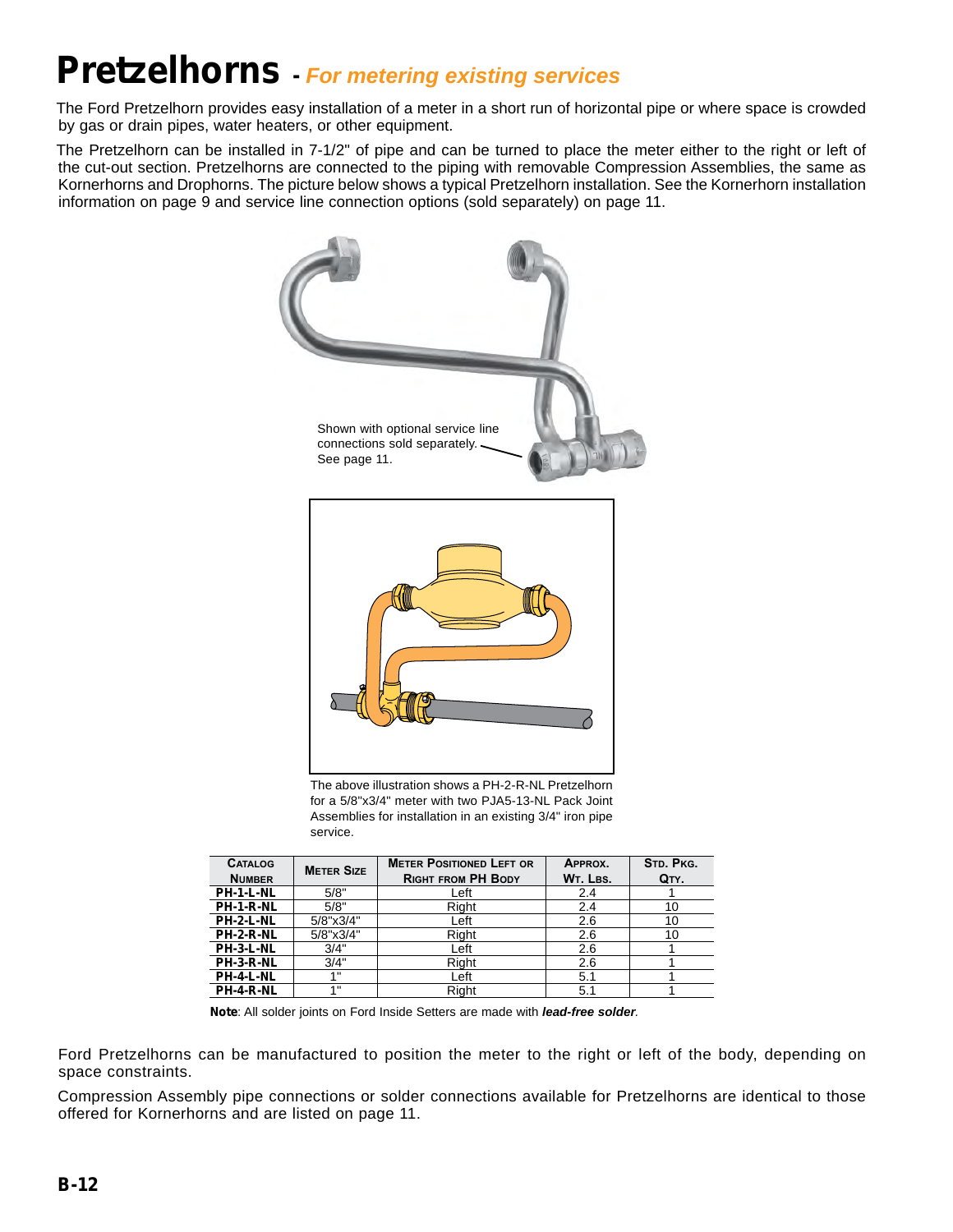# Pretzelhorns - *For metering existing services*

The Ford Pretzelhorn provides easy installation of a meter in a short run of horizontal pipe or where space is crowded by gas or drain pipes, water heaters, or other equipment.

The Pretzelhorn can be installed in 7-1/2" of pipe and can be turned to place the meter either to the right or left of the cut-out section. Pretzelhorns are connected to the piping with removable Compression Assemblies, the same as Kornerhorns and Drophorns. The picture below shows a typical Pretzelhorn installation. See the Kornerhorn installation information on page 9 and service line connection options (sold separately) on page 11.

Shown with optional service line connections sold separately. See page 11.

The above illustration shows a PH-2-R-NL Pretzelhorn for a 5/8"x3/4" meter with two PJA5-13-NL Pack Joint Assemblies for installation in an existing 3/4" iron pipe service.

| Catalog Number | Meter Size | Meter Positioned Left or Right from PH Body | Approx. Wt. Lbs. | Std. Pkg. Qty. |
|---|---|---|---|---|
| **PH-1-L-NL** | 5/8" | Left | 2.4 | 1 |
| **PH-1-R-NL** | 5/8" | Right | 2.4 | 10 |
| **PH-2-L-NL** | 5/8"x3/4" | Left | 2.6 | 10 |
| **PH-2-R-NL** | 5/8"x3/4" | Right | 2.6 | 10 |
| **PH-3-L-NL** | 3/4" | Left | 2.6 | 1 |
| **PH-3-R-NL** | 3/4" | Right | 2.6 | 1 |
| **PH-4-L-NL** | 1" | Left | 5.1 | 1 |
| **PH-4-R-NL** | 1" | Right | 5.1 | 1 |

**Note**: All solder joints on Ford Inside Setters are made with ***lead-free solder***.

Ford Pretzelhorns can be manufactured to position the meter to the right or left of the body, depending on space constraints.

Compression Assembly pipe connections or solder connections available for Pretzelhorns are identical to those offered for Kornerhorns and are listed on page 11.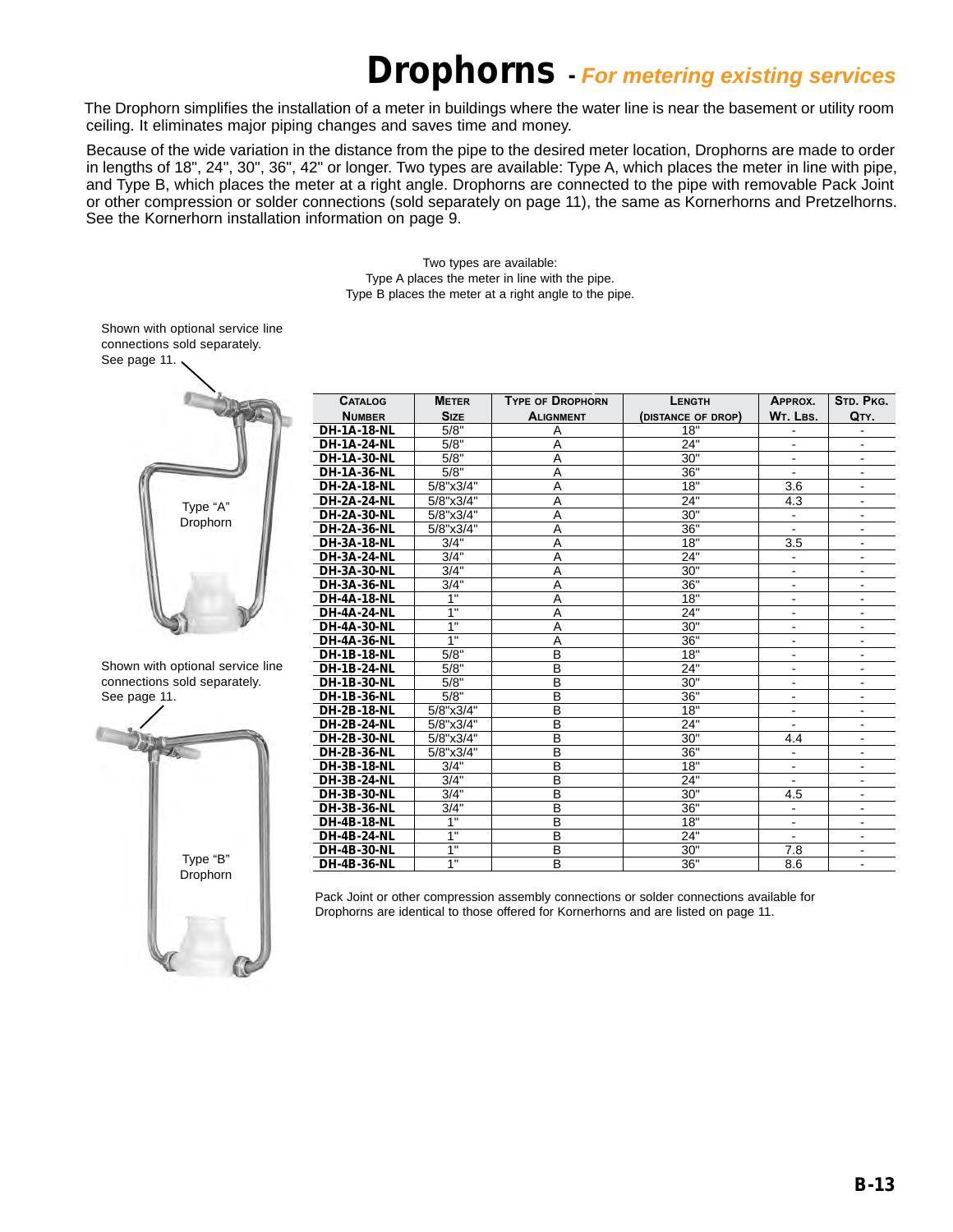# Drophorns - *For metering existing services*

The Drophorn simplifies the installation of a meter in buildings where the water line is near the basement or utility room ceiling. It eliminates major piping changes and saves time and money.

Because of the wide variation in the distance from the pipe to the desired meter location, Drophorns are made to order in lengths of 18", 24", 30", 36", 42" or longer. Two types are available: Type A, which places the meter in line with pipe, and Type B, which places the meter at a right angle. Drophorns are connected to the pipe with removable Pack Joint or other compression or solder connections (sold separately on page 11), the same as Kornerhorns and Pretzelhorns. See the Kornerhorn installation information on page 9.

Two types are available:
Type A places the meter in line with the pipe.
Type B places the meter at a right angle to the pipe.

Shown with optional service line connections sold separately. See page 11.

Type "A" Drophorn

Shown with optional service line connections sold separately. See page 11.

Type "B" Drophorn

| Catalog Number | Meter Size | Type of Drophorn Alignment | Length (Distance of Drop) | Approx. Wt. Lbs. | Std. Pkg. Qty. |
|---|---|---|---|---|---|
| **DH-1A-18-NL** | 5/8" | A | 18" | - | - |
| **DH-1A-24-NL** | 5/8" | A | 24" | - | - |
| **DH-1A-30-NL** | 5/8" | A | 30" | - | - |
| **DH-1A-36-NL** | 5/8" | A | 36" | - | - |
| **DH-2A-18-NL** | 5/8"x3/4" | A | 18" | 3.6 | - |
| **DH-2A-24-NL** | 5/8"x3/4" | A | 24" | 4.3 | - |
| **DH-2A-30-NL** | 5/8"x3/4" | A | 30" | - | - |
| **DH-2A-36-NL** | 5/8"x3/4" | A | 36" | - | - |
| **DH-3A-18-NL** | 3/4" | A | 18" | 3.5 | - |
| **DH-3A-24-NL** | 3/4" | A | 24" | - | - |
| **DH-3A-30-NL** | 3/4" | A | 30" | - | - |
| **DH-3A-36-NL** | 3/4" | A | 36" | - | - |
| **DH-4A-18-NL** | 1" | A | 18" | - | - |
| **DH-4A-24-NL** | 1" | A | 24" | - | - |
| **DH-4A-30-NL** | 1" | A | 30" | - | - |
| **DH-4A-36-NL** | 1" | A | 36" | - | - |
| **DH-1B-18-NL** | 5/8" | B | 18" | - | - |
| **DH-1B-24-NL** | 5/8" | B | 24" | - | - |
| **DH-1B-30-NL** | 5/8" | B | 30" | - | - |
| **DH-1B-36-NL** | 5/8" | B | 36" | - | - |
| **DH-2B-18-NL** | 5/8"x3/4" | B | 18" | - | - |
| **DH-2B-24-NL** | 5/8"x3/4" | B | 24" | - | - |
| **DH-2B-30-NL** | 5/8"x3/4" | B | 30" | 4.4 | - |
| **DH-2B-36-NL** | 5/8"x3/4" | B | 36" | - | - |
| **DH-3B-18-NL** | 3/4" | B | 18" | - | - |
| **DH-3B-24-NL** | 3/4" | B | 24" | - | - |
| **DH-3B-30-NL** | 3/4" | B | 30" | 4.5 | - |
| **DH-3B-36-NL** | 3/4" | B | 36" | - | - |
| **DH-4B-18-NL** | 1" | B | 18" | - | - |
| **DH-4B-24-NL** | 1" | B | 24" | - | - |
| **DH-4B-30-NL** | 1" | B | 30" | 7.8 | - |
| **DH-4B-36-NL** | 1" | B | 36" | 8.6 | - |

Pack Joint or other compression assembly connections or solder connections available for Drophorns are identical to those offered for Kornerhorns and are listed on page 11.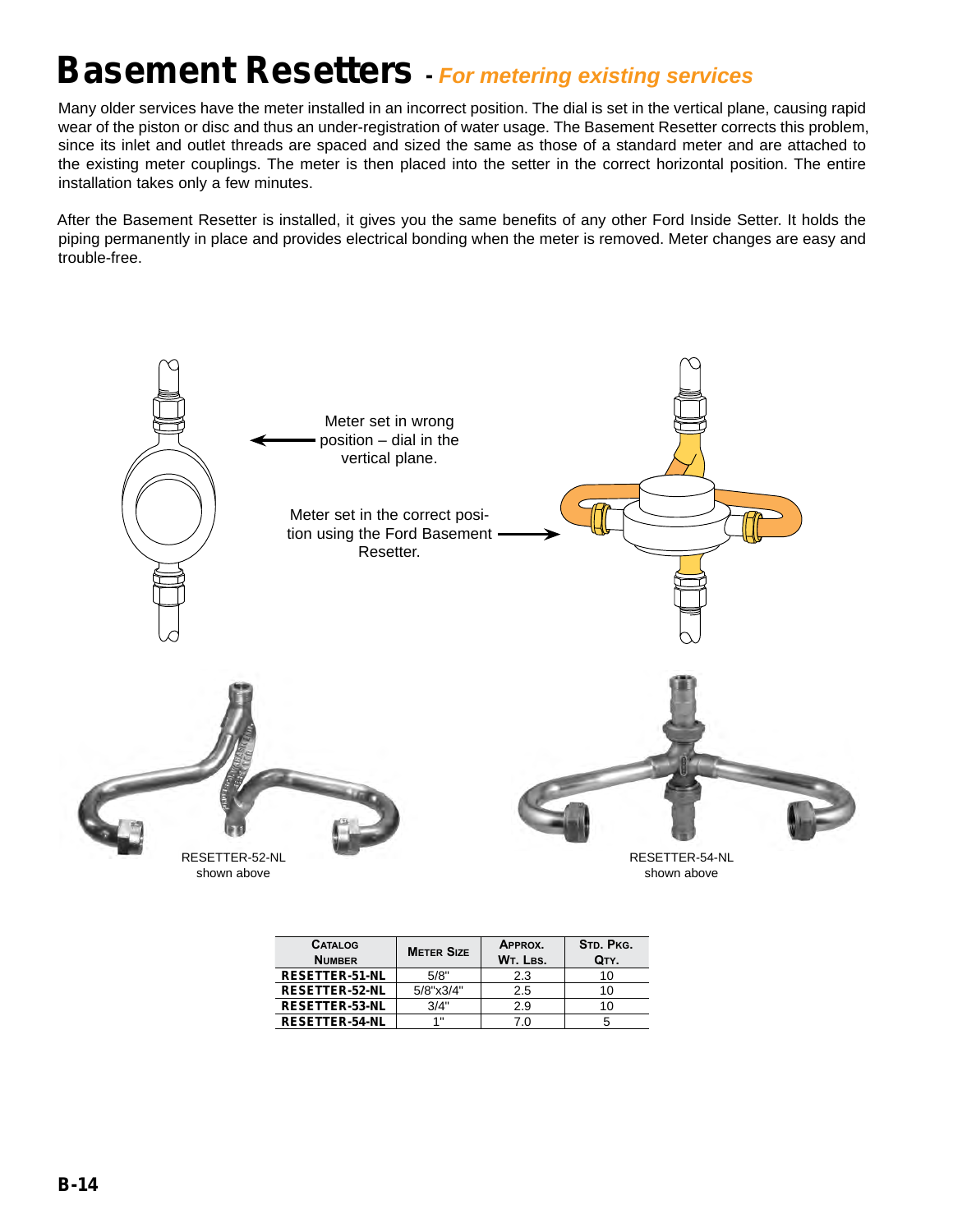# Basement Resetters - *For metering existing services*

Many older services have the meter installed in an incorrect position. The dial is set in the vertical plane, causing rapid wear of the piston or disc and thus an under-registration of water usage. The Basement Resetter corrects this problem, since its inlet and outlet threads are spaced and sized the same as those of a standard meter and are attached to the existing meter couplings. The meter is then placed into the setter in the correct horizontal position. The entire installation takes only a few minutes.

After the Basement Resetter is installed, it gives you the same benefits of any other Ford Inside Setter. It holds the piping permanently in place and provides electrical bonding when the meter is removed. Meter changes are easy and trouble-free.

Meter set in wrong position – dial in the vertical plane.

Meter set in the correct position using the Ford Basement Resetter.

RESETTER-52-NL shown above

RESETTER-54-NL shown above

| Catalog Number | Meter Size | Approx. Wt. Lbs. | Std. Pkg. Qty. |
|---|---|---|---|
| **RESETTER-51-NL** | 5/8" | 2.3 | 10 |
| **RESETTER-52-NL** | 5/8"x3/4" | 2.5 | 10 |
| **RESETTER-53-NL** | 3/4" | 2.9 | 10 |
| **RESETTER-54-NL** | 1" | 7.0 | 5 |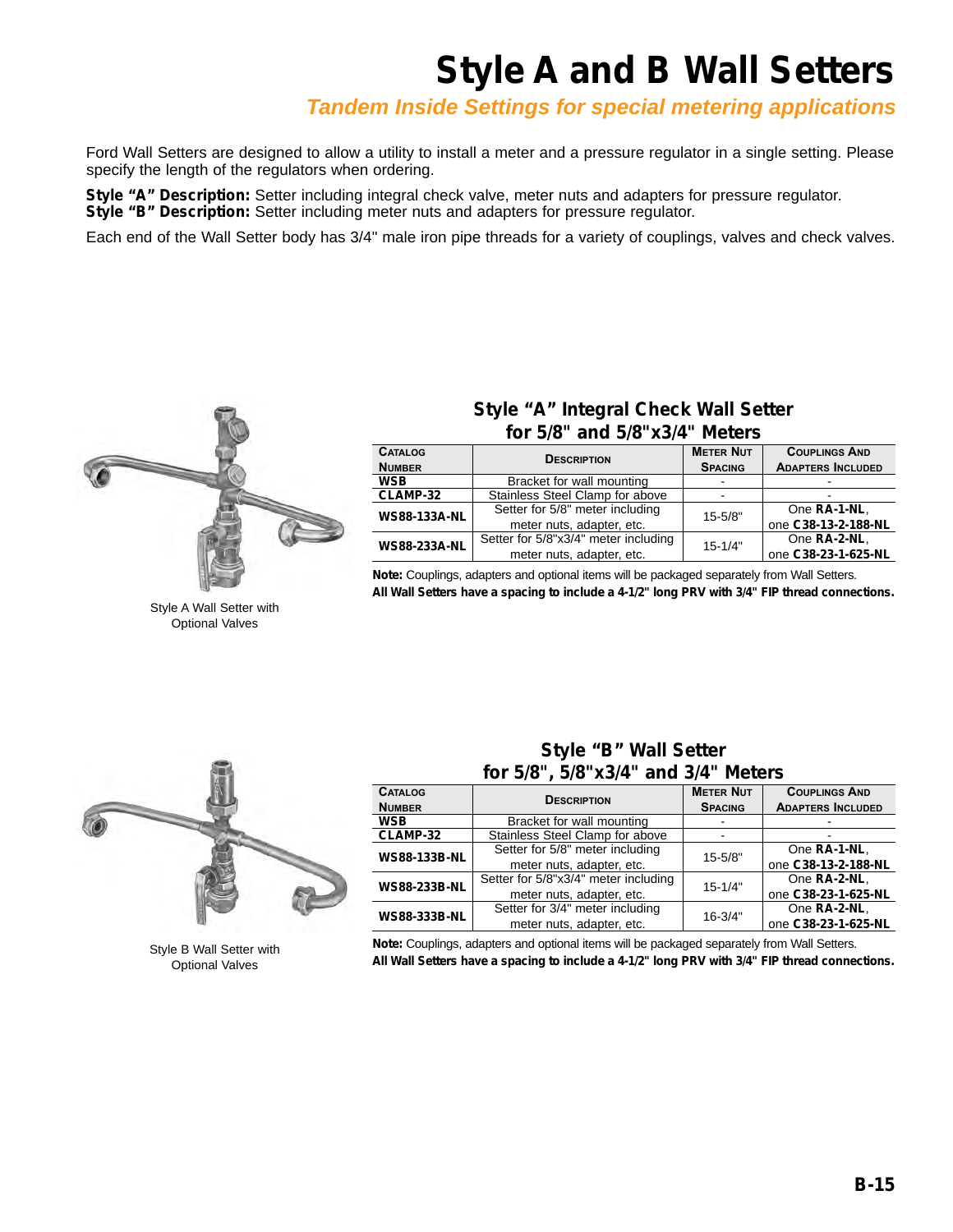# Style A and B Wall Setters

## *Tandem Inside Settings for special metering applications*

Ford Wall Setters are designed to allow a utility to install a meter and a pressure regulator in a single setting. Please specify the length of the regulators when ordering.

**Style "A" Description:** Setter including integral check valve, meter nuts and adapters for pressure regulator.
**Style "B" Description:** Setter including meter nuts and adapters for pressure regulator.

Each end of the Wall Setter body has 3/4" male iron pipe threads for a variety of couplings, valves and check valves.

Style A Wall Setter with Optional Valves

### Style "A" Integral Check Wall Setter for 5/8" and 5/8"x3/4" Meters

| Catalog Number | Description | Meter Nut Spacing | Couplings And Adapters Included |
|---|---|---|---|
| **WSB** | Bracket for wall mounting | - | - |
| **CLAMP-32** | Stainless Steel Clamp for above | - | - |
| **WS88-133A-NL** | Setter for 5/8" meter including meter nuts, adapter, etc. | 15-5/8" | One **RA-1-NL**, one **C38-13-2-188-NL** |
| **WS88-233A-NL** | Setter for 5/8"x3/4" meter including meter nuts, adapter, etc. | 15-1/4" | One **RA-2-NL**, one **C38-23-1-625-NL** |

**Note:** Couplings, adapters and optional items will be packaged separately from Wall Setters.
**All Wall Setters have a spacing to include a 4-1/2" long PRV with 3/4" FIP thread connections.**

Style B Wall Setter with Optional Valves

### Style "B" Wall Setter for 5/8", 5/8"x3/4" and 3/4" Meters

| Catalog Number | Description | Meter Nut Spacing | Couplings And Adapters Included |
|---|---|---|---|
| **WSB** | Bracket for wall mounting | - | - |
| **CLAMP-32** | Stainless Steel Clamp for above | - | - |
| **WS88-133B-NL** | Setter for 5/8" meter including meter nuts, adapter, etc. | 15-5/8" | One **RA-1-NL**, one **C38-13-2-188-NL** |
| **WS88-233B-NL** | Setter for 5/8"x3/4" meter including meter nuts, adapter, etc. | 15-1/4" | One **RA-2-NL**, one **C38-23-1-625-NL** |
| **WS88-333B-NL** | Setter for 3/4" meter including meter nuts, adapter, etc. | 16-3/4" | One **RA-2-NL**, one **C38-23-1-625-NL** |

**Note:** Couplings, adapters and optional items will be packaged separately from Wall Setters.
**All Wall Setters have a spacing to include a 4-1/2" long PRV with 3/4" FIP thread connections.**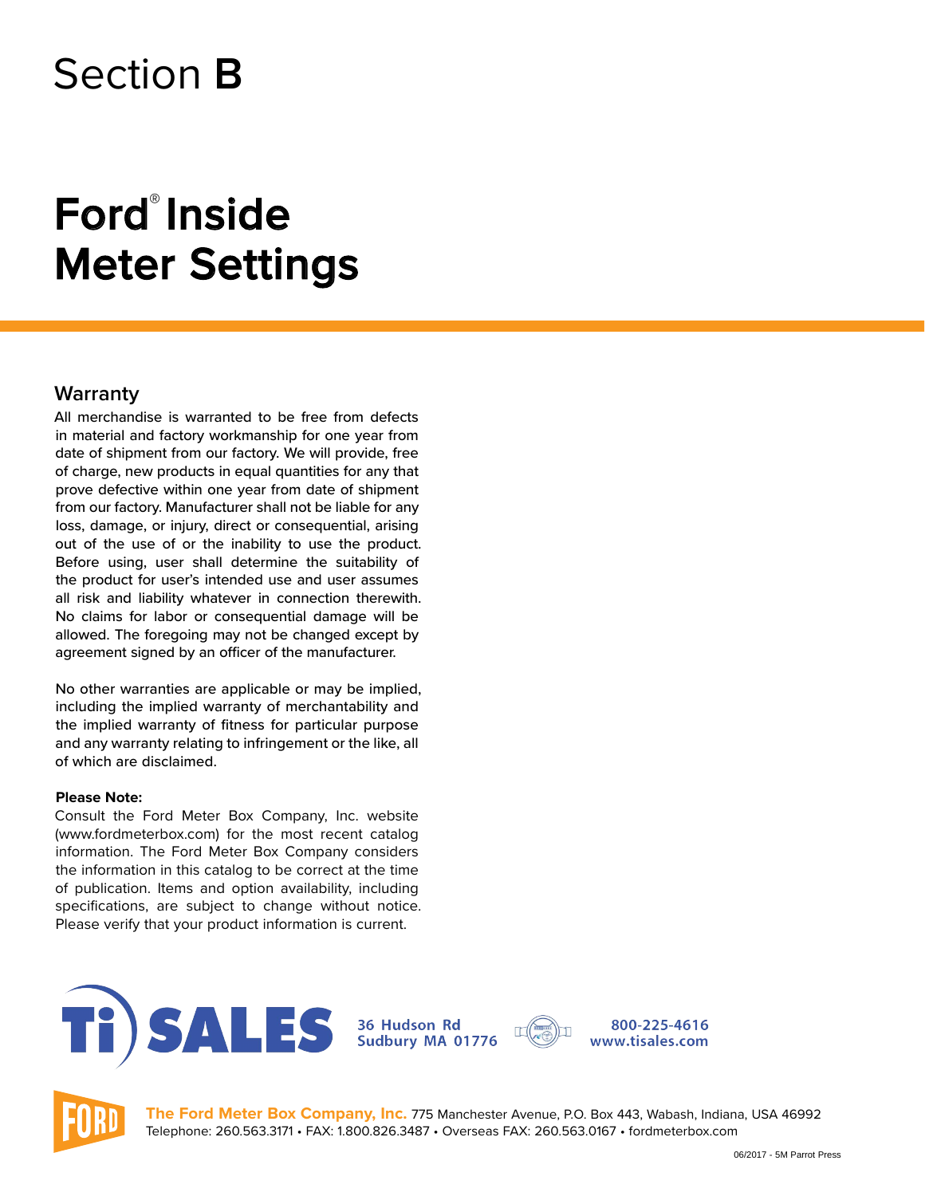# Section B

# Ford® Inside Meter Settings

## Warranty

All merchandise is warranted to be free from defects in material and factory workmanship for one year from date of shipment from our factory. We will provide, free of charge, new products in equal quantities for any that prove defective within one year from date of shipment from our factory. Manufacturer shall not be liable for any loss, damage, or injury, direct or consequential, arising out of the use of or the inability to use the product. Before using, user shall determine the suitability of the product for user's intended use and user assumes all risk and liability whatever in connection therewith. No claims for labor or consequential damage will be allowed. The foregoing may not be changed except by agreement signed by an officer of the manufacturer.

No other warranties are applicable or may be implied, including the implied warranty of merchantability and the implied warranty of fitness for particular purpose and any warranty relating to infringement or the like, all of which are disclaimed.

**Please Note:**
Consult the Ford Meter Box Company, Inc. website (www.fordmeterbox.com) for the most recent catalog information. The Ford Meter Box Company considers the information in this catalog to be correct at the time of publication. Items and option availability, including specifications, are subject to change without notice. Please verify that your product information is current.

Ti) SALES 36 Hudson Rd Sudbury MA 01776 800-225-4616 www.tisales.com

**The Ford Meter Box Company, Inc.** 775 Manchester Avenue, P.O. Box 443, Wabash, Indiana, USA 46992
Telephone: 260.563.3171 • FAX: 1.800.826.3487 • Overseas FAX: 260.563.0167 • fordmeterbox.com

06/2017 - 5M Parrot Press